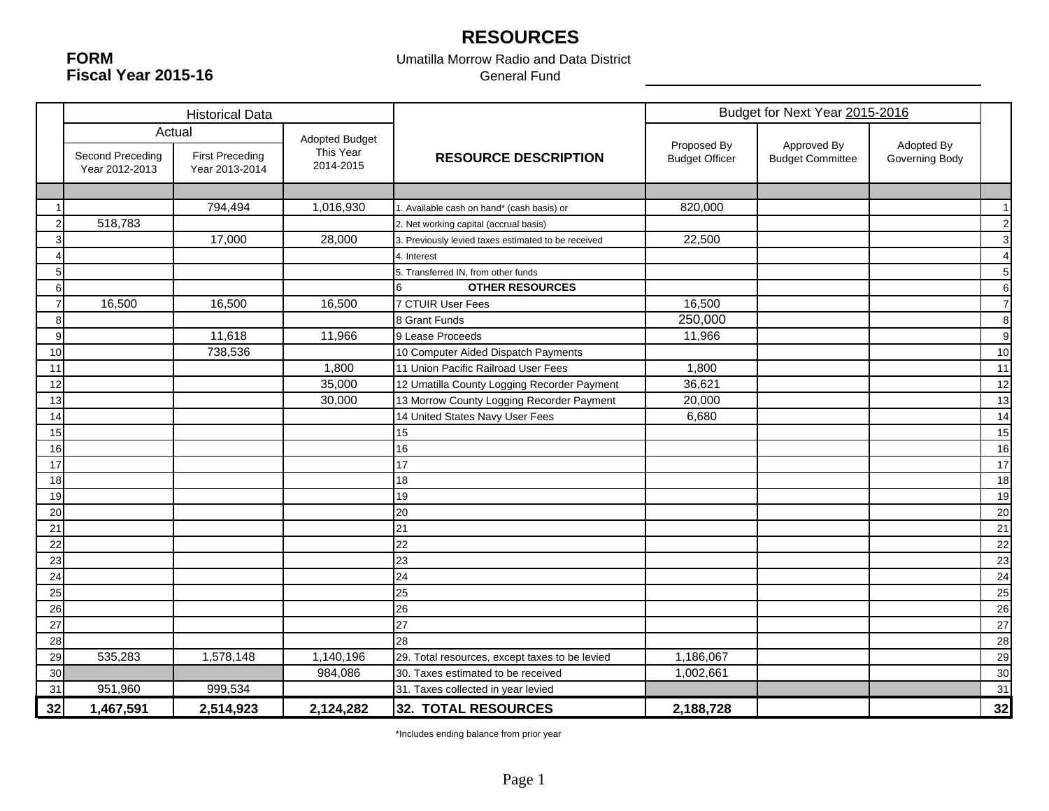# RESOURCES

**FORM**
**Fiscal Year 2015-16**

Umatilla Morrow Radio and Data District
General Fund

| | Historical Data | | | | Budget for Next Year 2015-2016 | | | |
|---|---|---|---|---|---|---|---|---|
| | Actual | | Adopted Budget | | | | | |
| | Second Preceding Year 2012-2013 | First Preceding Year 2013-2014 | This Year 2014-2015 | RESOURCE DESCRIPTION | Proposed By Budget Officer | Approved By Budget Committee | Adopted By Governing Body | |
| 1 | | 794,494 | 1,016,930 | 1. Available cash on hand* (cash basis) or | 820,000 | | | 1 |
| 2 | 518,783 | | | 2. Net working capital (accrual basis) | | | | 2 |
| 3 | | 17,000 | 28,000 | 3. Previously levied taxes estimated to be received | 22,500 | | | 3 |
| 4 | | | | 4. Interest | | | | 4 |
| 5 | | | | 5. Transferred IN, from other funds | | | | 5 |
| 6 | | | | 6 **OTHER RESOURCES** | | | | 6 |
| 7 | 16,500 | 16,500 | 16,500 | 7 CTUIR User Fees | 16,500 | | | 7 |
| 8 | | | | 8 Grant Funds | 250,000 | | | 8 |
| 9 | | 11,618 | 11,966 | 9 Lease Proceeds | 11,966 | | | 9 |
| 10 | | 738,536 | | 10 Computer Aided Dispatch Payments | | | | 10 |
| 11 | | | 1,800 | 11 Union Pacific Railroad User Fees | 1,800 | | | 11 |
| 12 | | | 35,000 | 12 Umatilla County Logging Recorder Payment | 36,621 | | | 12 |
| 13 | | | 30,000 | 13 Morrow County Logging Recorder Payment | 20,000 | | | 13 |
| 14 | | | | 14 United States Navy User Fees | 6,680 | | | 14 |
| 15 | | | | 15 | | | | 15 |
| 16 | | | | 16 | | | | 16 |
| 17 | | | | 17 | | | | 17 |
| 18 | | | | 18 | | | | 18 |
| 19 | | | | 19 | | | | 19 |
| 20 | | | | 20 | | | | 20 |
| 21 | | | | 21 | | | | 21 |
| 22 | | | | 22 | | | | 22 |
| 23 | | | | 23 | | | | 23 |
| 24 | | | | 24 | | | | 24 |
| 25 | | | | 25 | | | | 25 |
| 26 | | | | 26 | | | | 26 |
| 27 | | | | 27 | | | | 27 |
| 28 | | | | 28 | | | | 28 |
| 29 | 535,283 | 1,578,148 | 1,140,196 | 29. Total resources, except taxes to be levied | 1,186,067 | | | 29 |
| 30 | | | 984,086 | 30. Taxes estimated to be received | 1,002,661 | | | 30 |
| 31 | 951,960 | 999,534 | | 31. Taxes collected in year levied | | | | 31 |
| **32** | **1,467,591** | **2,514,923** | **2,124,282** | **32. TOTAL RESOURCES** | **2,188,728** | | | **32** |

*Includes ending balance from prior year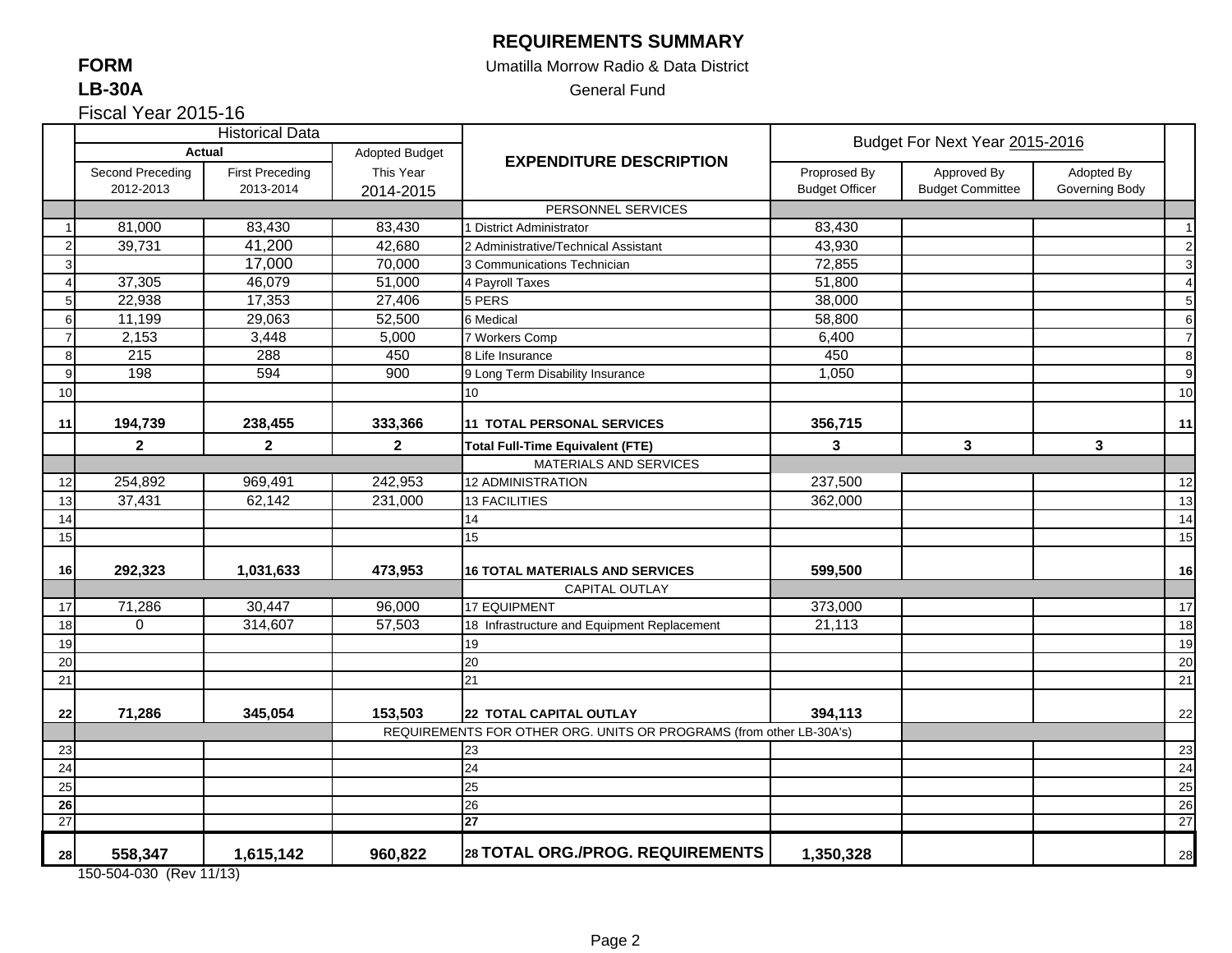# REQUIREMENTS SUMMARY

**FORM**

**LB-30A**

Umatilla Morrow Radio & Data District

General Fund

Fiscal Year 2015-16

| | Historical Data | | | EXPENDITURE DESCRIPTION | Budget For Next Year 2015-2016 | | | |
|---|---|---|---|---|---|---|---|---|
| | Actual | | Adopted Budget | | | | | |
| | Second Preceding 2012-2013 | First Preceding 2013-2014 | This Year 2014-2015 | | Proprosed By Budget Officer | Approved By Budget Committee | Adopted By Governing Body | |
| | | | | PERSONNEL SERVICES | | | | |
| 1 | 81,000 | 83,430 | 83,430 | 1 District Administrator | 83,430 | | | 1 |
| 2 | 39,731 | 41,200 | 42,680 | 2 Administrative/Technical Assistant | 43,930 | | | 2 |
| 3 | | 17,000 | 70,000 | 3 Communications Technician | 72,855 | | | 3 |
| 4 | 37,305 | 46,079 | 51,000 | 4 Payroll Taxes | 51,800 | | | 4 |
| 5 | 22,938 | 17,353 | 27,406 | 5 PERS | 38,000 | | | 5 |
| 6 | 11,199 | 29,063 | 52,500 | 6 Medical | 58,800 | | | 6 |
| 7 | 2,153 | 3,448 | 5,000 | 7 Workers Comp | 6,400 | | | 7 |
| 8 | 215 | 288 | 450 | 8 Life Insurance | 450 | | | 8 |
| 9 | 198 | 594 | 900 | 9 Long Term Disability Insurance | 1,050 | | | 9 |
| 10 | | | | 10 | | | | 10 |
| **11** | **194,739** | **238,455** | **333,366** | **11 TOTAL PERSONAL SERVICES** | **356,715** | | | **11** |
| | **2** | **2** | **2** | **Total Full-Time Equivalent (FTE)** | **3** | **3** | **3** | |
| | | | | MATERIALS AND SERVICES | | | | |
| 12 | 254,892 | 969,491 | 242,953 | 12 ADMINISTRATION | 237,500 | | | 12 |
| 13 | 37,431 | 62,142 | 231,000 | 13 FACILITIES | 362,000 | | | 13 |
| 14 | | | | 14 | | | | 14 |
| 15 | | | | 15 | | | | 15 |
| **16** | **292,323** | **1,031,633** | **473,953** | **16 TOTAL MATERIALS AND SERVICES** | **599,500** | | | **16** |
| | | | | CAPITAL OUTLAY | | | | |
| 17 | 71,286 | 30,447 | 96,000 | 17 EQUIPMENT | 373,000 | | | 17 |
| 18 | 0 | 314,607 | 57,503 | 18 Infrastructure and Equipment Replacement | 21,113 | | | 18 |
| 19 | | | | 19 | | | | 19 |
| 20 | | | | 20 | | | | 20 |
| 21 | | | | 21 | | | | 21 |
| **22** | **71,286** | **345,054** | **153,503** | **22 TOTAL CAPITAL OUTLAY** | **394,113** | | | 22 |
| | | | REQUIREMENTS FOR OTHER ORG. UNITS OR PROGRAMS (from other LB-30A's) | | | | | |
| 23 | | | | 23 | | | | 23 |
| 24 | | | | 24 | | | | 24 |
| 25 | | | | 25 | | | | 25 |
| **26** | | | | 26 | | | | 26 |
| 27 | | | | **27** | | | | 27 |
| **28** | **558,347** | **1,615,142** | **960,822** | **28 TOTAL ORG./PROG. REQUIREMENTS** | **1,350,328** | | | 28 |

150-504-030 (Rev 11/13)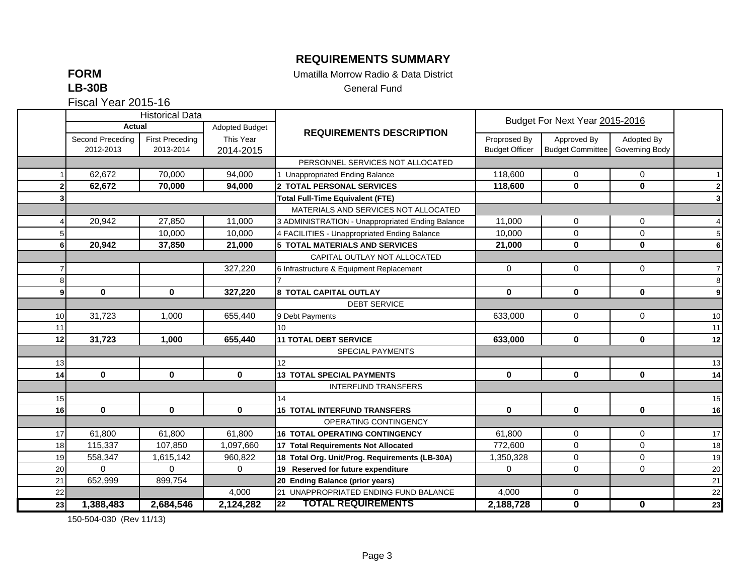# REQUIREMENTS SUMMARY

**FORM**
**LB-30B**

Umatilla Morrow Radio & Data District

General Fund

Fiscal Year 2015-16

| | Historical Data | | | REQUIREMENTS DESCRIPTION | Budget For Next Year 2015-2016 | | | |
|---|---|---|---|---|---|---|---|---|
| | Actual | | Adopted Budget | | | | | |
| | Second Preceding 2012-2013 | First Preceding 2013-2014 | This Year 2014-2015 | | Proprosed By Budget Officer | Approved By Budget Committee | Adopted By Governing Body | |
| | | | | PERSONNEL SERVICES NOT ALLOCATED | | | | |
| 1 | 62,672 | 70,000 | 94,000 | 1 Unappropriated Ending Balance | 118,600 | 0 | 0 | 1 |
| **2** | **62,672** | **70,000** | **94,000** | **2 TOTAL PERSONAL SERVICES** | **118,600** | **0** | **0** | **2** |
| **3** | | | | **Total Full-Time Equivalent (FTE)** | | | | **3** |
| | | | | MATERIALS AND SERVICES NOT ALLOCATED | | | | |
| 4 | 20,942 | 27,850 | 11,000 | 3 ADMINISTRATION - Unappropriated Ending Balance | 11,000 | 0 | 0 | 4 |
| 5 | | 10,000 | 10,000 | 4 FACILITIES - Unappropriated Ending Balance | 10,000 | 0 | 0 | 5 |
| **6** | **20,942** | **37,850** | **21,000** | **5 TOTAL MATERIALS AND SERVICES** | **21,000** | **0** | **0** | **6** |
| | | | | CAPITAL OUTLAY NOT ALLOCATED | | | | |
| 7 | | | 327,220 | 6 Infrastructure & Equipment Replacement | 0 | 0 | 0 | 7 |
| 8 | | | | 7 | | | | 8 |
| **9** | **0** | **0** | **327,220** | **8 TOTAL CAPITAL OUTLAY** | **0** | **0** | **0** | **9** |
| | | | | DEBT SERVICE | | | | |
| 10 | 31,723 | 1,000 | 655,440 | 9 Debt Payments | 633,000 | 0 | 0 | 10 |
| 11 | | | | 10 | | | | 11 |
| **12** | **31,723** | **1,000** | **655,440** | **11 TOTAL DEBT SERVICE** | **633,000** | **0** | **0** | **12** |
| | | | | SPECIAL PAYMENTS | | | | |
| 13 | | | | 12 | | | | 13 |
| **14** | **0** | **0** | **0** | **13 TOTAL SPECIAL PAYMENTS** | **0** | **0** | **0** | **14** |
| | | | | INTERFUND TRANSFERS | | | | |
| 15 | | | | 14 | | | | 15 |
| **16** | **0** | **0** | **0** | **15 TOTAL INTERFUND TRANSFERS** | **0** | **0** | **0** | **16** |
| | | | | OPERATING CONTINGENCY | | | | |
| 17 | 61,800 | 61,800 | 61,800 | **16 TOTAL OPERATING CONTINGENCY** | 61,800 | 0 | 0 | 17 |
| 18 | 115,337 | 107,850 | 1,097,660 | **17 Total Requirements Not Allocated** | 772,600 | 0 | 0 | 18 |
| 19 | 558,347 | 1,615,142 | 960,822 | **18 Total Org. Unit/Prog. Requirements (LB-30A)** | 1,350,328 | 0 | 0 | 19 |
| 20 | 0 | 0 | 0 | **19 Reserved for future expenditure** | 0 | 0 | 0 | 20 |
| 21 | 652,999 | 899,754 | | **20 Ending Balance (prior years)** | | | | 21 |
| 22 | | | 4,000 | 21 UNAPPROPRIATED ENDING FUND BALANCE | 4,000 | 0 | | 22 |
| **23** | **1,388,483** | **2,684,546** | **2,124,282** | **22 TOTAL REQUIREMENTS** | **2,188,728** | **0** | **0** | **23** |

150-504-030 (Rev 11/13)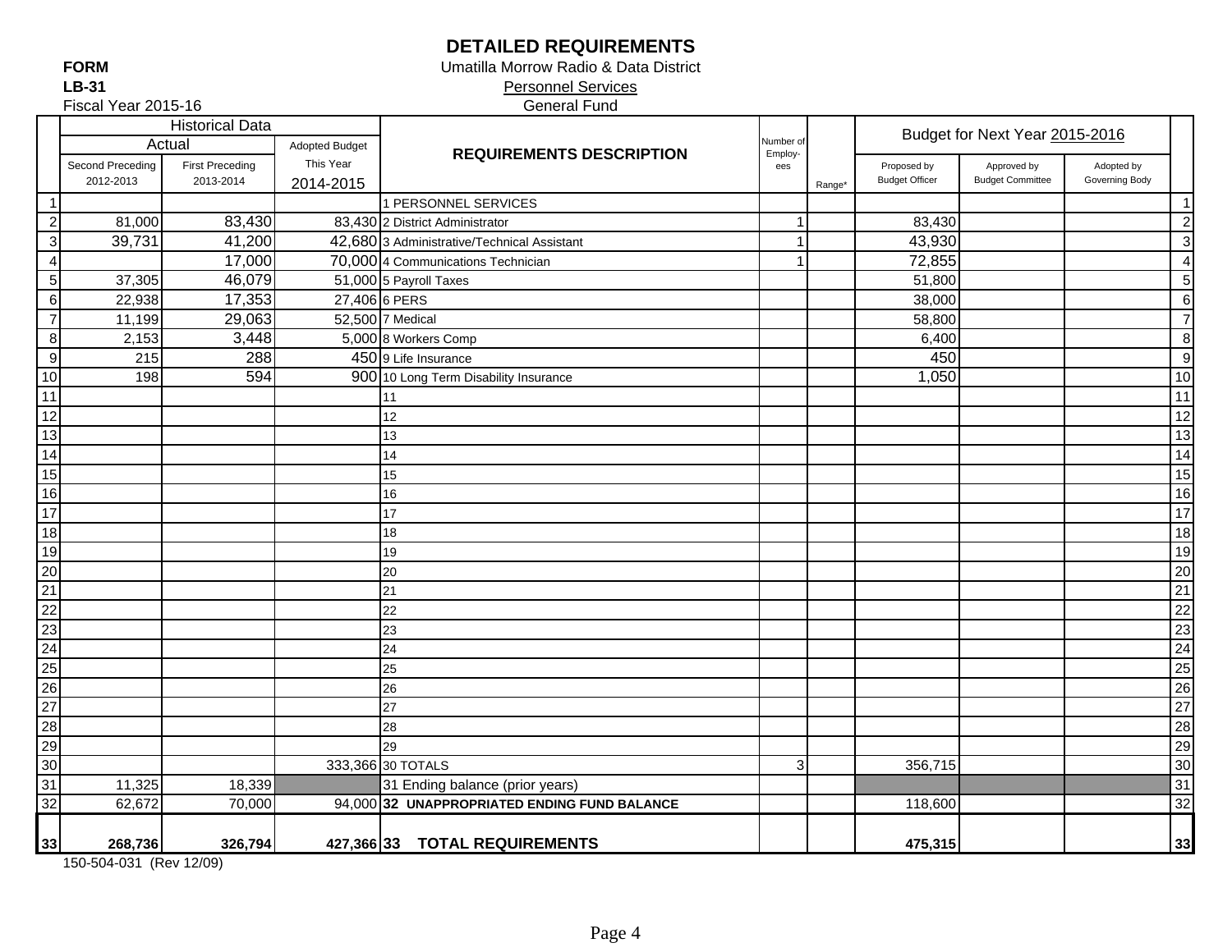# DETAILED REQUIREMENTS

**FORM**
**LB-31**
Fiscal Year 2015-16

Umatilla Morrow Radio & Data District
Personnel Services
General Fund

| | Historical Data | | | REQUIREMENTS DESCRIPTION | Number of Employ-ees | Range* | Budget for Next Year 2015-2016 | | | |
|---|---|---|---|---|---|---|---|---|---|---|
| | Actual | | Adopted Budget | | | | | | | |
| | Second Preceding 2012-2013 | First Preceding 2013-2014 | This Year 2014-2015 | | | | Proposed by Budget Officer | Approved by Budget Committee | Adopted by Governing Body | |
| 1 | | | | 1 PERSONNEL SERVICES | | | | | | 1 |
| 2 | 81,000 | 83,430 | 83,430 | 2 District Administrator | 1 | | 83,430 | | | 2 |
| 3 | 39,731 | 41,200 | 42,680 | 3 Administrative/Technical Assistant | 1 | | 43,930 | | | 3 |
| 4 | | 17,000 | 70,000 | 4 Communications Technician | 1 | | 72,855 | | | 4 |
| 5 | 37,305 | 46,079 | 51,000 | 5 Payroll Taxes | | | 51,800 | | | 5 |
| 6 | 22,938 | 17,353 | 27,406 | 6 PERS | | | 38,000 | | | 6 |
| 7 | 11,199 | 29,063 | 52,500 | 7 Medical | | | 58,800 | | | 7 |
| 8 | 2,153 | 3,448 | 5,000 | 8 Workers Comp | | | 6,400 | | | 8 |
| 9 | 215 | 288 | 450 | 9 Life Insurance | | | 450 | | | 9 |
| 10 | 198 | 594 | 900 | 10 Long Term Disability Insurance | | | 1,050 | | | 10 |
| 11 | | | | 11 | | | | | | 11 |
| 12 | | | | 12 | | | | | | 12 |
| 13 | | | | 13 | | | | | | 13 |
| 14 | | | | 14 | | | | | | 14 |
| 15 | | | | 15 | | | | | | 15 |
| 16 | | | | 16 | | | | | | 16 |
| 17 | | | | 17 | | | | | | 17 |
| 18 | | | | 18 | | | | | | 18 |
| 19 | | | | 19 | | | | | | 19 |
| 20 | | | | 20 | | | | | | 20 |
| 21 | | | | 21 | | | | | | 21 |
| 22 | | | | 22 | | | | | | 22 |
| 23 | | | | 23 | | | | | | 23 |
| 24 | | | | 24 | | | | | | 24 |
| 25 | | | | 25 | | | | | | 25 |
| 26 | | | | 26 | | | | | | 26 |
| 27 | | | | 27 | | | | | | 27 |
| 28 | | | | 28 | | | | | | 28 |
| 29 | | | | 29 | | | | | | 29 |
| 30 | | | 333,366 | 30 TOTALS | 3 | | 356,715 | | | 30 |
| 31 | 11,325 | 18,339 | | 31 Ending balance (prior years) | | | | | | 31 |
| 32 | 62,672 | 70,000 | 94,000 | **32 UNAPPROPRIATED ENDING FUND BALANCE** | | | 118,600 | | | 32 |
| **33** | **268,736** | **326,794** | **427,366** | **33 TOTAL REQUIREMENTS** | | | **475,315** | | | **33** |

150-504-031 (Rev 12/09)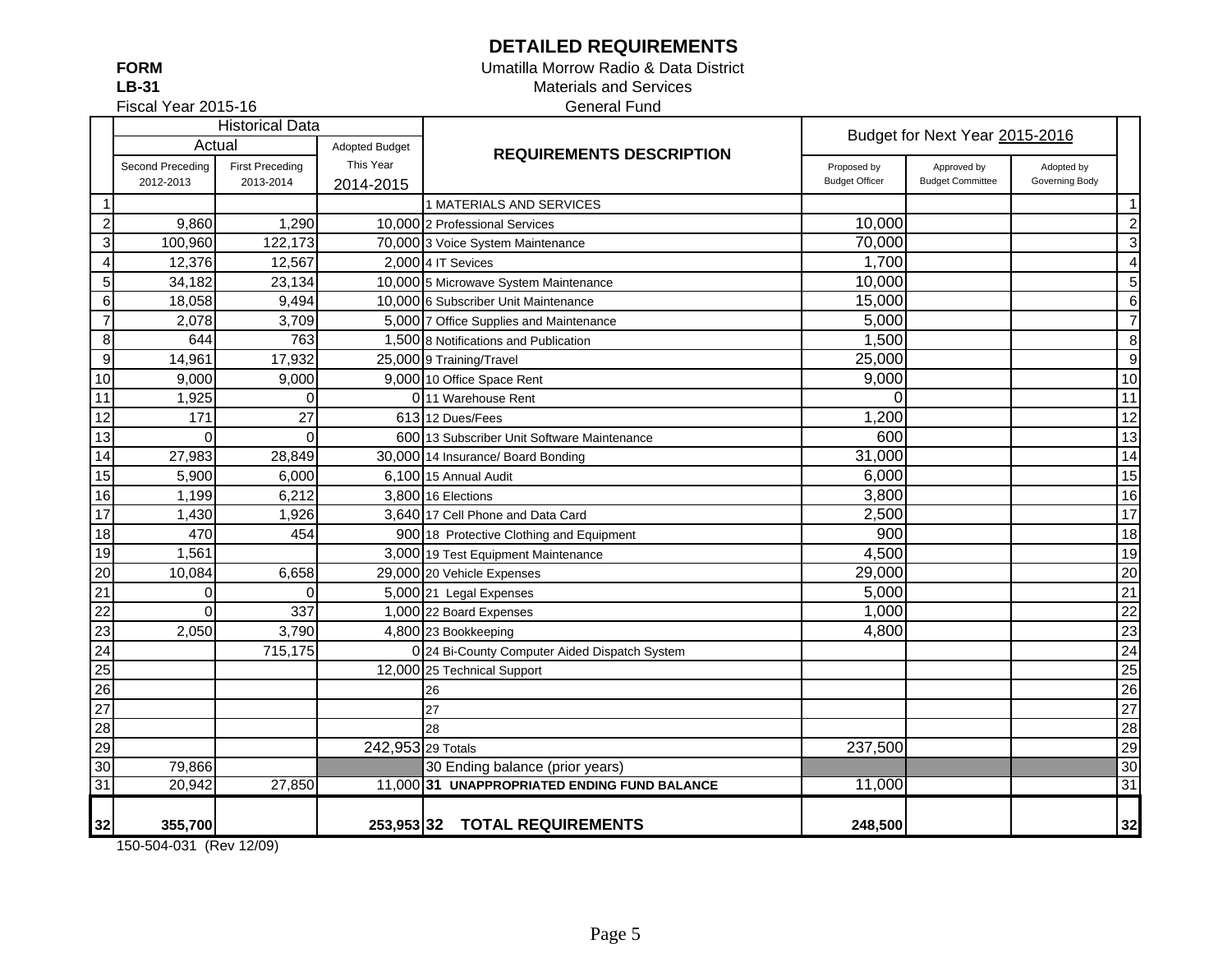# DETAILED REQUIREMENTS

**FORM**
**LB-31**
Fiscal Year 2015-16

Umatilla Morrow Radio & Data District
Materials and Services
General Fund

| | Historical Data | | | REQUIREMENTS DESCRIPTION | Budget for Next Year 2015-2016 | | | |
|---|---|---|---|---|---|---|---|---|
| | Actual | | Adopted Budget | | | | | |
| | Second Preceding 2012-2013 | First Preceding 2013-2014 | This Year 2014-2015 | | Proposed by Budget Officer | Approved by Budget Committee | Adopted by Governing Body | |
| 1 | | | | 1 MATERIALS AND SERVICES | | | | 1 |
| 2 | 9,860 | 1,290 | 10,000 | 2 Professional Services | 10,000 | | | 2 |
| 3 | 100,960 | 122,173 | 70,000 | 3 Voice System Maintenance | 70,000 | | | 3 |
| 4 | 12,376 | 12,567 | 2,000 | 4 IT Sevices | 1,700 | | | 4 |
| 5 | 34,182 | 23,134 | 10,000 | 5 Microwave System Maintenance | 10,000 | | | 5 |
| 6 | 18,058 | 9,494 | 10,000 | 6 Subscriber Unit Maintenance | 15,000 | | | 6 |
| 7 | 2,078 | 3,709 | 5,000 | 7 Office Supplies and Maintenance | 5,000 | | | 7 |
| 8 | 644 | 763 | 1,500 | 8 Notifications and Publication | 1,500 | | | 8 |
| 9 | 14,961 | 17,932 | 25,000 | 9 Training/Travel | 25,000 | | | 9 |
| 10 | 9,000 | 9,000 | 9,000 | 10 Office Space Rent | 9,000 | | | 10 |
| 11 | 1,925 | 0 | 0 | 11 Warehouse Rent | 0 | | | 11 |
| 12 | 171 | 27 | 613 | 12 Dues/Fees | 1,200 | | | 12 |
| 13 | 0 | 0 | 600 | 13 Subscriber Unit Software Maintenance | 600 | | | 13 |
| 14 | 27,983 | 28,849 | 30,000 | 14 Insurance/ Board Bonding | 31,000 | | | 14 |
| 15 | 5,900 | 6,000 | 6,100 | 15 Annual Audit | 6,000 | | | 15 |
| 16 | 1,199 | 6,212 | 3,800 | 16 Elections | 3,800 | | | 16 |
| 17 | 1,430 | 1,926 | 3,640 | 17 Cell Phone and Data Card | 2,500 | | | 17 |
| 18 | 470 | 454 | 900 | 18 Protective Clothing and Equipment | 900 | | | 18 |
| 19 | 1,561 | | 3,000 | 19 Test Equipment Maintenance | 4,500 | | | 19 |
| 20 | 10,084 | 6,658 | 29,000 | 20 Vehicle Expenses | 29,000 | | | 20 |
| 21 | 0 | 0 | 5,000 | 21 Legal Expenses | 5,000 | | | 21 |
| 22 | 0 | 337 | 1,000 | 22 Board Expenses | 1,000 | | | 22 |
| 23 | 2,050 | 3,790 | 4,800 | 23 Bookkeeping | 4,800 | | | 23 |
| 24 | | 715,175 | 0 | 24 Bi-County Computer Aided Dispatch System | | | | 24 |
| 25 | | | 12,000 | 25 Technical Support | | | | 25 |
| 26 | | | | 26 | | | | 26 |
| 27 | | | | 27 | | | | 27 |
| 28 | | | | 28 | | | | 28 |
| 29 | | | 242,953 | 29 Totals | 237,500 | | | 29 |
| 30 | 79,866 | | | 30 Ending balance (prior years) | | | | 30 |
| 31 | 20,942 | 27,850 | 11,000 | **31 UNAPPROPRIATED ENDING FUND BALANCE** | 11,000 | | | 31 |
| **32** | **355,700** | | **253,953** | **32 TOTAL REQUIREMENTS** | **248,500** | | | **32** |

150-504-031 (Rev 12/09)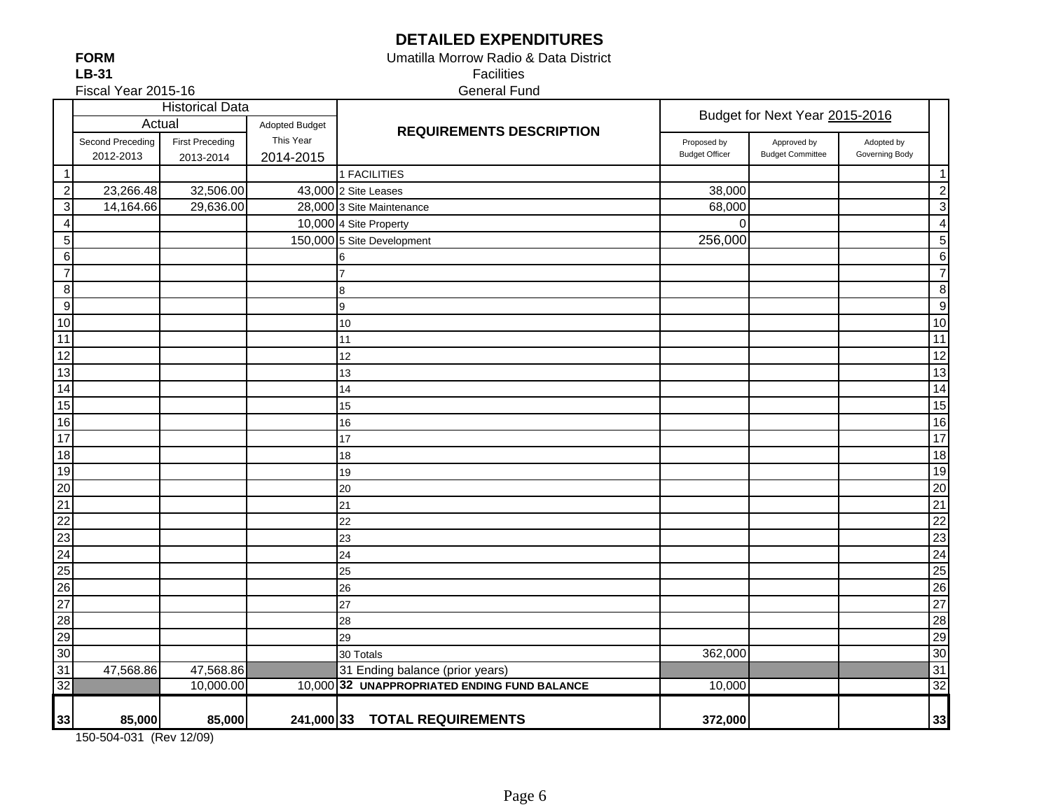# DETAILED EXPENDITURES

**FORM**
**LB-31**
Fiscal Year 2015-16

Umatilla Morrow Radio & Data District
Facilities
General Fund

| | Historical Data | | | REQUIREMENTS DESCRIPTION | Budget for Next Year 2015-2016 | | | |
|---|---|---|---|---|---|---|---|---|
| | Actual | | Adopted Budget | | | | | |
| | Second Preceding 2012-2013 | First Preceding 2013-2014 | This Year 2014-2015 | | Proposed by Budget Officer | Approved by Budget Committee | Adopted by Governing Body | |
| 1 | | | | 1 FACILITIES | | | | 1 |
| 2 | 23,266.48 | 32,506.00 | 43,000 | 2 Site Leases | 38,000 | | | 2 |
| 3 | 14,164.66 | 29,636.00 | 28,000 | 3 Site Maintenance | 68,000 | | | 3 |
| 4 | | | 10,000 | 4 Site Property | 0 | | | 4 |
| 5 | | | 150,000 | 5 Site Development | 256,000 | | | 5 |
| 6 | | | | 6 | | | | 6 |
| 7 | | | | 7 | | | | 7 |
| 8 | | | | 8 | | | | 8 |
| 9 | | | | 9 | | | | 9 |
| 10 | | | | 10 | | | | 10 |
| 11 | | | | 11 | | | | 11 |
| 12 | | | | 12 | | | | 12 |
| 13 | | | | 13 | | | | 13 |
| 14 | | | | 14 | | | | 14 |
| 15 | | | | 15 | | | | 15 |
| 16 | | | | 16 | | | | 16 |
| 17 | | | | 17 | | | | 17 |
| 18 | | | | 18 | | | | 18 |
| 19 | | | | 19 | | | | 19 |
| 20 | | | | 20 | | | | 20 |
| 21 | | | | 21 | | | | 21 |
| 22 | | | | 22 | | | | 22 |
| 23 | | | | 23 | | | | 23 |
| 24 | | | | 24 | | | | 24 |
| 25 | | | | 25 | | | | 25 |
| 26 | | | | 26 | | | | 26 |
| 27 | | | | 27 | | | | 27 |
| 28 | | | | 28 | | | | 28 |
| 29 | | | | 29 | | | | 29 |
| 30 | | | | 30 Totals | 362,000 | | | 30 |
| 31 | 47,568.86 | 47,568.86 | | 31 Ending balance (prior years) | | | | 31 |
| 32 | | 10,000.00 | 10,000 | **32 UNAPPROPRIATED ENDING FUND BALANCE** | 10,000 | | | 32 |
| **33** | **85,000** | **85,000** | **241,000** | **33 TOTAL REQUIREMENTS** | **372,000** | | | **33** |

150-504-031 (Rev 12/09)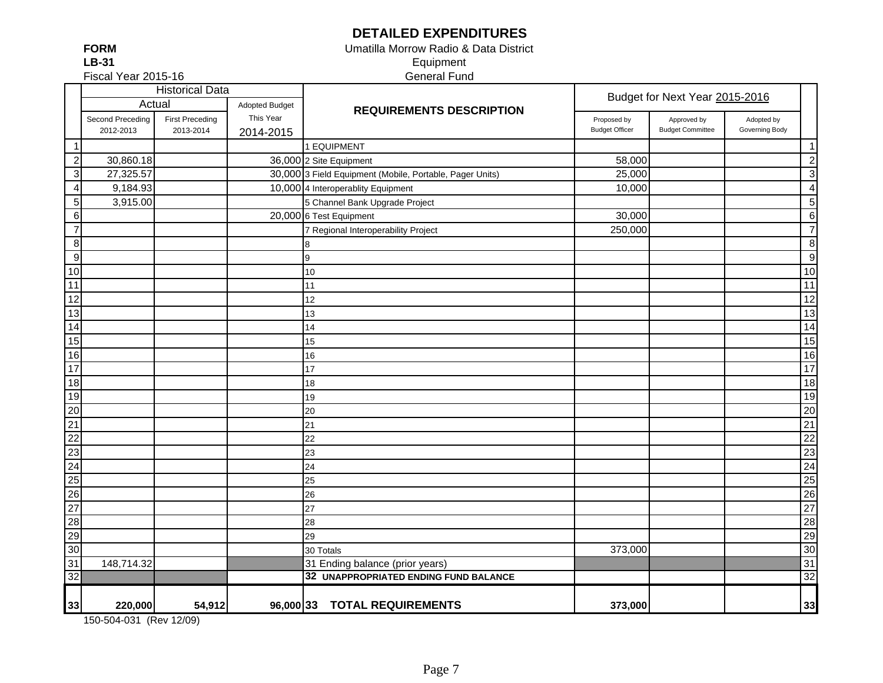# DETAILED EXPENDITURES

**FORM**
**LB-31**
Fiscal Year 2015-16

Umatilla Morrow Radio & Data District
Equipment
General Fund

| | Historical Data | | | REQUIREMENTS DESCRIPTION | Budget for Next Year 2015-2016 | | | |
|---|---|---|---|---|---|---|---|---|
| | Actual | | Adopted Budget | | | | | |
| | Second Preceding 2012-2013 | First Preceding 2013-2014 | This Year 2014-2015 | | Proposed by Budget Officer | Approved by Budget Committee | Adopted by Governing Body | |
| 1 | | | | 1 EQUIPMENT | | | | 1 |
| 2 | 30,860.18 | | 36,000 | 2 Site Equipment | 58,000 | | | 2 |
| 3 | 27,325.57 | | 30,000 | 3 Field Equipment (Mobile, Portable, Pager Units) | 25,000 | | | 3 |
| 4 | 9,184.93 | | 10,000 | 4 Interoperablity Equipment | 10,000 | | | 4 |
| 5 | 3,915.00 | | | 5 Channel Bank Upgrade Project | | | | 5 |
| 6 | | | 20,000 | 6 Test Equipment | 30,000 | | | 6 |
| 7 | | | | 7 Regional Interoperability Project | 250,000 | | | 7 |
| 8 | | | | 8 | | | | 8 |
| 9 | | | | 9 | | | | 9 |
| 10 | | | | 10 | | | | 10 |
| 11 | | | | 11 | | | | 11 |
| 12 | | | | 12 | | | | 12 |
| 13 | | | | 13 | | | | 13 |
| 14 | | | | 14 | | | | 14 |
| 15 | | | | 15 | | | | 15 |
| 16 | | | | 16 | | | | 16 |
| 17 | | | | 17 | | | | 17 |
| 18 | | | | 18 | | | | 18 |
| 19 | | | | 19 | | | | 19 |
| 20 | | | | 20 | | | | 20 |
| 21 | | | | 21 | | | | 21 |
| 22 | | | | 22 | | | | 22 |
| 23 | | | | 23 | | | | 23 |
| 24 | | | | 24 | | | | 24 |
| 25 | | | | 25 | | | | 25 |
| 26 | | | | 26 | | | | 26 |
| 27 | | | | 27 | | | | 27 |
| 28 | | | | 28 | | | | 28 |
| 29 | | | | 29 | | | | 29 |
| 30 | | | | 30 Totals | 373,000 | | | 30 |
| 31 | 148,714.32 | | | 31 Ending balance (prior years) | | | | 31 |
| 32 | | | | **32 UNAPPROPRIATED ENDING FUND BALANCE** | | | | 32 |
| **33** | **220,000** | **54,912** | **96,000** | **33 TOTAL REQUIREMENTS** | **373,000** | | | **33** |

150-504-031 (Rev 12/09)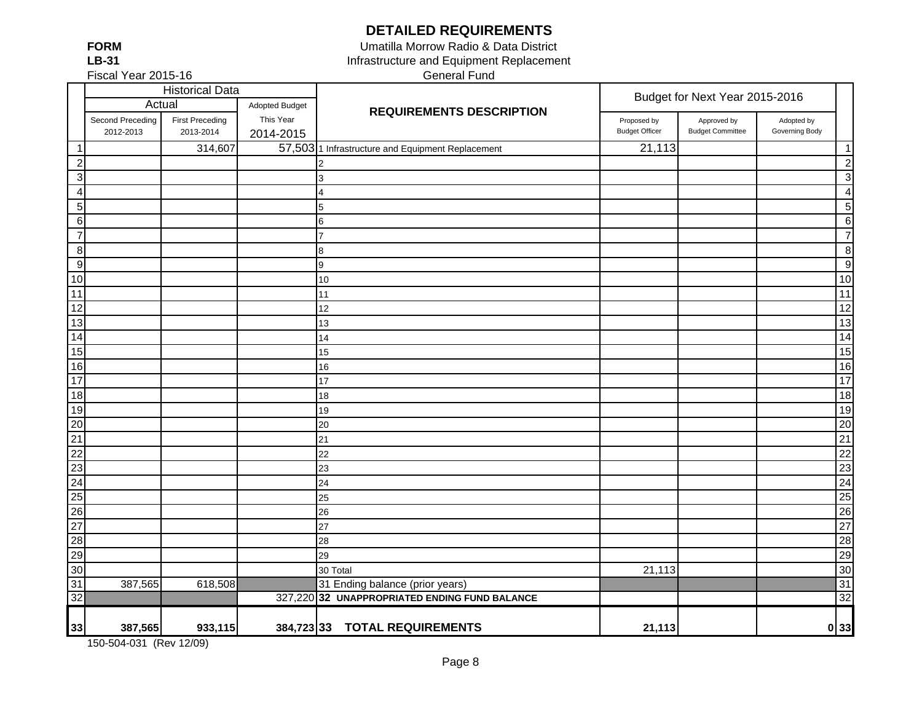# DETAILED REQUIREMENTS

**FORM**
**LB-31**
Fiscal Year 2015-16

Umatilla Morrow Radio & Data District
Infrastructure and Equipment Replacement
General Fund

| | Historical Data | | | REQUIREMENTS DESCRIPTION | Budget for Next Year 2015-2016 | | | |
|---|---|---|---|---|---|---|---|---|
| | Actual | | Adopted Budget | | | | | |
| | Second Preceding 2012-2013 | First Preceding 2013-2014 | This Year 2014-2015 | | Proposed by Budget Officer | Approved by Budget Committee | Adopted by Governing Body | |
| 1 | | 314,607 | 57,503 | 1 Infrastructure and Equipment Replacement | 21,113 | | | 1 |
| 2 | | | | 2 | | | | 2 |
| 3 | | | | 3 | | | | 3 |
| 4 | | | | 4 | | | | 4 |
| 5 | | | | 5 | | | | 5 |
| 6 | | | | 6 | | | | 6 |
| 7 | | | | 7 | | | | 7 |
| 8 | | | | 8 | | | | 8 |
| 9 | | | | 9 | | | | 9 |
| 10 | | | | 10 | | | | 10 |
| 11 | | | | 11 | | | | 11 |
| 12 | | | | 12 | | | | 12 |
| 13 | | | | 13 | | | | 13 |
| 14 | | | | 14 | | | | 14 |
| 15 | | | | 15 | | | | 15 |
| 16 | | | | 16 | | | | 16 |
| 17 | | | | 17 | | | | 17 |
| 18 | | | | 18 | | | | 18 |
| 19 | | | | 19 | | | | 19 |
| 20 | | | | 20 | | | | 20 |
| 21 | | | | 21 | | | | 21 |
| 22 | | | | 22 | | | | 22 |
| 23 | | | | 23 | | | | 23 |
| 24 | | | | 24 | | | | 24 |
| 25 | | | | 25 | | | | 25 |
| 26 | | | | 26 | | | | 26 |
| 27 | | | | 27 | | | | 27 |
| 28 | | | | 28 | | | | 28 |
| 29 | | | | 29 | | | | 29 |
| 30 | | | | 30 Total | 21,113 | | | 30 |
| 31 | 387,565 | 618,508 | | 31 Ending balance (prior years) | | | | 31 |
| 32 | | | 327,220 | **32 UNAPPROPRIATED ENDING FUND BALANCE** | | | | 32 |
| **33** | **387,565** | **933,115** | **384,723** | **33 TOTAL REQUIREMENTS** | **21,113** | | **0** | **33** |

150-504-031 (Rev 12/09)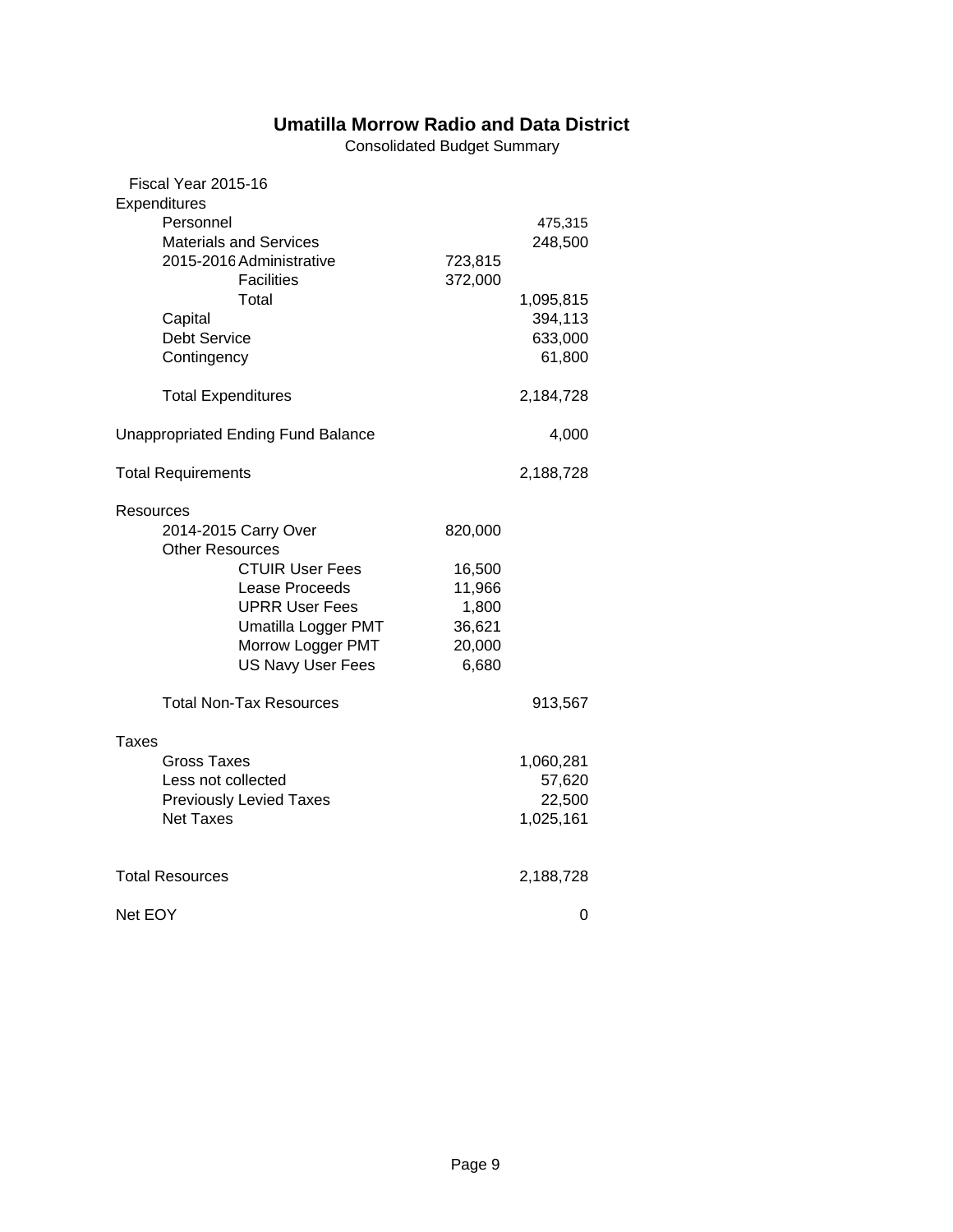# Umatilla Morrow Radio and Data District

Consolidated Budget Summary

| | | |
|---|---|---|
| Fiscal Year 2015-16 | | |
| Expenditures | | |
| Personnel | | 475,315 |
| Materials and Services | | 248,500 |
| 2015-2016 Administrative | 723,815 | |
| Facilities | 372,000 | |
| Total | | 1,095,815 |
| Capital | | 394,113 |
| Debt Service | | 633,000 |
| Contingency | | 61,800 |
| | | |
| Total Expenditures | | 2,184,728 |
| | | |
| Unappropriated Ending Fund Balance | | 4,000 |
| | | |
| Total Requirements | | 2,188,728 |
| | | |
| Resources | | |
| 2014-2015 Carry Over | 820,000 | |
| Other Resources | | |
| CTUIR User Fees | 16,500 | |
| Lease Proceeds | 11,966 | |
| UPRR User Fees | 1,800 | |
| Umatilla Logger PMT | 36,621 | |
| Morrow Logger PMT | 20,000 | |
| US Navy User Fees | 6,680 | |
| | | |
| Total Non-Tax Resources | | 913,567 |
| | | |
| Taxes | | |
| Gross Taxes | | 1,060,281 |
| Less not collected | | 57,620 |
| Previously Levied Taxes | | 22,500 |
| Net Taxes | | 1,025,161 |
| | | |
| Total Resources | | 2,188,728 |
| | | |
| Net EOY | | 0 |